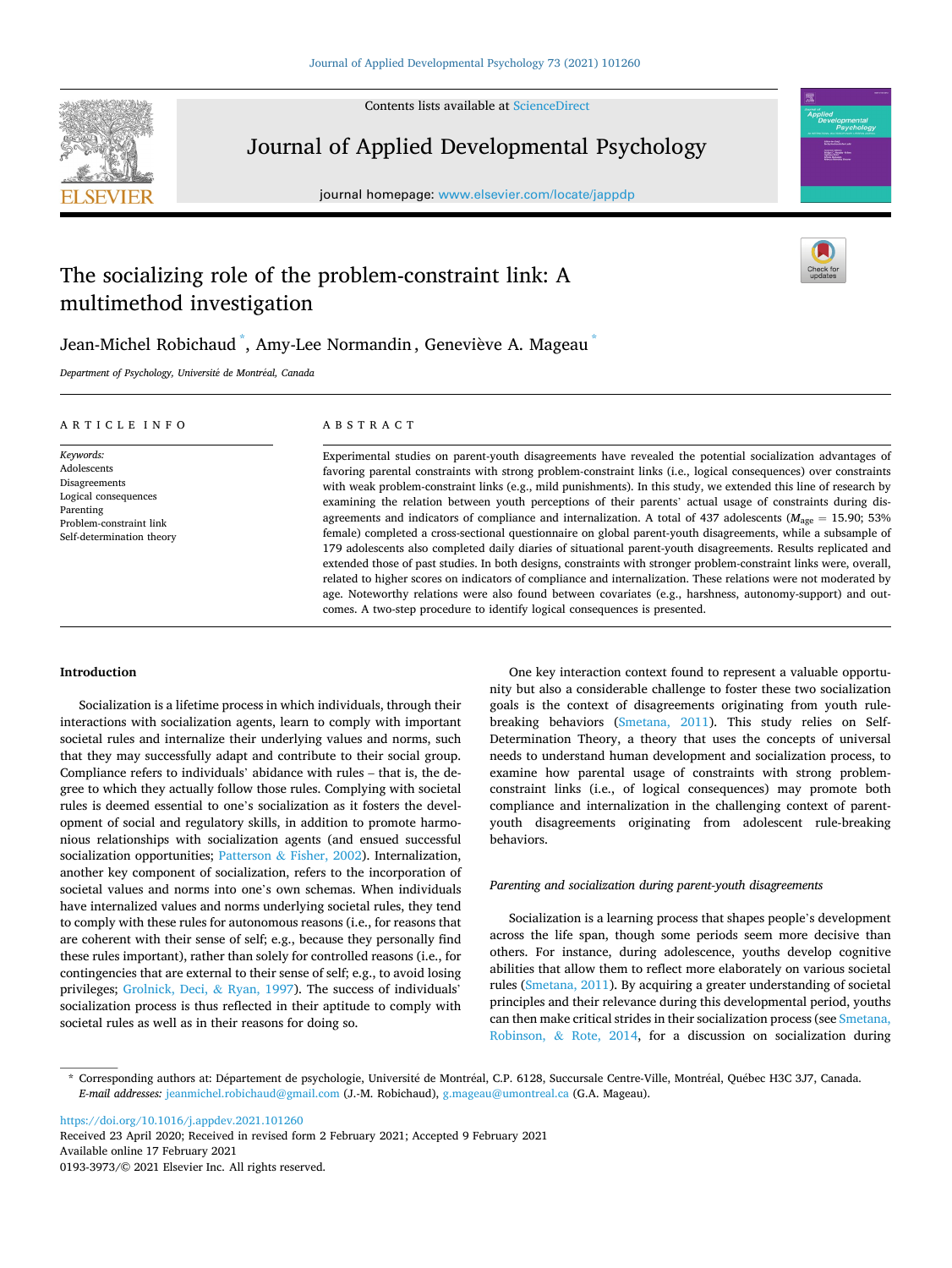Contents lists available at ScienceDirect

# Journal of Applied Developmental Psychology

journal homepage: www.elsevier.com/locate/jappdp

# The socializing role of the problem-constraint link: A multimethod investigation

Jean-Michel Robichaud *, Amy-Lee Normandin, Geneviève A. Mageau *

*Department of Psychology, Université de Montréal, Canada*

## ARTICLE INFO

*Keywords:*
Adolescents
Disagreements
Logical consequences
Parenting
Problem-constraint link
Self-determination theory

## ABSTRACT

Experimental studies on parent-youth disagreements have revealed the potential socialization advantages of favoring parental constraints with strong problem-constraint links (i.e., logical consequences) over constraints with weak problem-constraint links (e.g., mild punishments). In this study, we extended this line of research by examining the relation between youth perceptions of their parents' actual usage of constraints during disagreements and indicators of compliance and internalization. A total of 437 adolescents ($M_{age}$ = 15.90; 53% female) completed a cross-sectional questionnaire on global parent-youth disagreements, while a subsample of 179 adolescents also completed daily diaries of situational parent-youth disagreements. Results replicated and extended those of past studies. In both designs, constraints with stronger problem-constraint links were, overall, related to higher scores on indicators of compliance and internalization. These relations were not moderated by age. Noteworthy relations were also found between covariates (e.g., harshness, autonomy-support) and outcomes. A two-step procedure to identify logical consequences is presented.

## Introduction

Socialization is a lifetime process in which individuals, through their interactions with socialization agents, learn to comply with important societal rules and internalize their underlying values and norms, such that they may successfully adapt and contribute to their social group. Compliance refers to individuals' abidance with rules – that is, the degree to which they actually follow those rules. Complying with societal rules is deemed essential to one's socialization as it fosters the development of social and regulatory skills, in addition to promote harmonious relationships with socialization agents (and ensued successful socialization opportunities; Patterson & Fisher, 2002). Internalization, another key component of socialization, refers to the incorporation of societal values and norms into one's own schemas. When individuals have internalized values and norms underlying societal rules, they tend to comply with these rules for autonomous reasons (i.e., for reasons that are coherent with their sense of self; e.g., because they personally find these rules important), rather than solely for controlled reasons (i.e., for contingencies that are external to their sense of self; e.g., to avoid losing privileges; Grolnick, Deci, & Ryan, 1997). The success of individuals' socialization process is thus reflected in their aptitude to comply with societal rules as well as in their reasons for doing so.

One key interaction context found to represent a valuable opportunity but also a considerable challenge to foster these two socialization goals is the context of disagreements originating from youth rule-breaking behaviors (Smetana, 2011). This study relies on Self-Determination Theory, a theory that uses the concepts of universal needs to understand human development and socialization process, to examine how parental usage of constraints with strong problem-constraint links (i.e., of logical consequences) may promote both compliance and internalization in the challenging context of parent-youth disagreements originating from adolescent rule-breaking behaviors.

### *Parenting and socialization during parent-youth disagreements*

Socialization is a learning process that shapes people's development across the life span, though some periods seem more decisive than others. For instance, during adolescence, youths develop cognitive abilities that allow them to reflect more elaborately on various societal rules (Smetana, 2011). By acquiring a greater understanding of societal principles and their relevance during this developmental period, youths can then make critical strides in their socialization process (see Smetana, Robinson, & Rote, 2014, for a discussion on socialization during

* Corresponding authors at: Département de psychologie, Université de Montréal, C.P. 6128, Succursale Centre-Ville, Montréal, Québec H3C 3J7, Canada.
*E-mail addresses:* jeanmichel.robichaud@gmail.com (J.-M. Robichaud), g.mageau@umontreal.ca (G.A. Mageau).

https://doi.org/10.1016/j.appdev.2021.101260
Received 23 April 2020; Received in revised form 2 February 2021; Accepted 9 February 2021
Available online 17 February 2021
0193-3973/© 2021 Elsevier Inc. All rights reserved.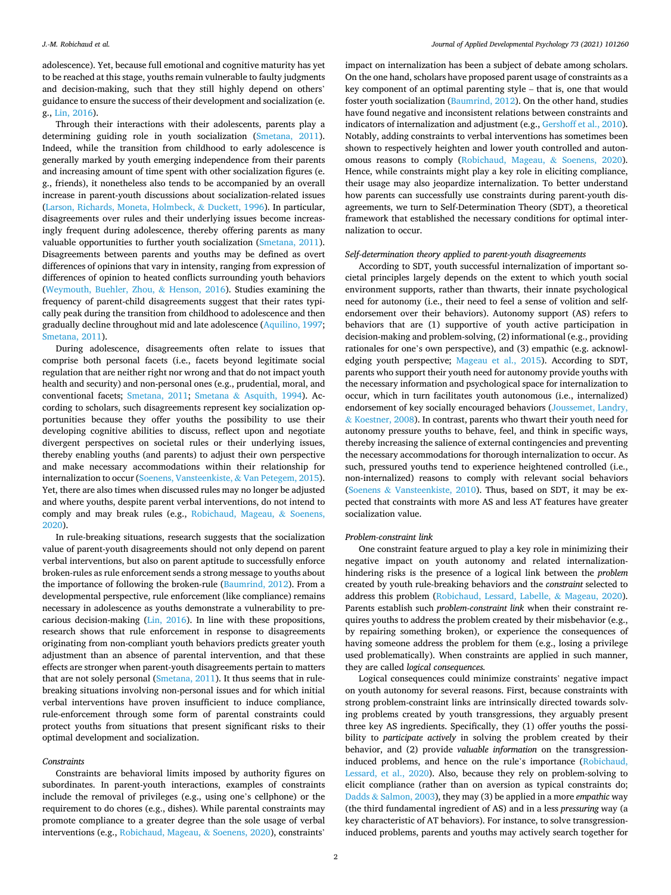adolescence). Yet, because full emotional and cognitive maturity has yet to be reached at this stage, youths remain vulnerable to faulty judgments and decision-making, such that they still highly depend on others' guidance to ensure the success of their development and socialization (e.g., Lin, 2016).

Through their interactions with their adolescents, parents play a determining guiding role in youth socialization (Smetana, 2011). Indeed, while the transition from childhood to early adolescence is generally marked by youth emerging independence from their parents and increasing amount of time spent with other socialization figures (e.g., friends), it nonetheless also tends to be accompanied by an overall increase in parent-youth discussions about socialization-related issues (Larson, Richards, Moneta, Holmbeck, & Duckett, 1996). In particular, disagreements over rules and their underlying issues become increasingly frequent during adolescence, thereby offering parents as many valuable opportunities to further youth socialization (Smetana, 2011). Disagreements between parents and youths may be defined as overt differences of opinions that vary in intensity, ranging from expression of differences of opinion to heated conflicts surrounding youth behaviors (Weymouth, Buehler, Zhou, & Henson, 2016). Studies examining the frequency of parent-child disagreements suggest that their rates typically peak during the transition from childhood to adolescence and then gradually decline throughout mid and late adolescence (Aquilino, 1997; Smetana, 2011).

During adolescence, disagreements often relate to issues that comprise both personal facets (i.e., facets beyond legitimate social regulation that are neither right nor wrong and that do not impact youth health and security) and non-personal ones (e.g., prudential, moral, and conventional facets; Smetana, 2011; Smetana & Asquith, 1994). According to scholars, such disagreements represent key socialization opportunities because they offer youths the possibility to use their developing cognitive abilities to discuss, reflect upon and negotiate divergent perspectives on societal rules or their underlying issues, thereby enabling youths (and parents) to adjust their own perspective and make necessary accommodations within their relationship for internalization to occur (Soenens, Vansteenkiste, & Van Petegem, 2015). Yet, there are also times when discussed rules may no longer be adjusted and where youths, despite parent verbal interventions, do not intend to comply and may break rules (e.g., Robichaud, Mageau, & Soenens, 2020).

In rule-breaking situations, research suggests that the socialization value of parent-youth disagreements should not only depend on parent verbal interventions, but also on parent aptitude to successfully enforce broken-rules as rule enforcement sends a strong message to youths about the importance of following the broken-rule (Baumrind, 2012). From a developmental perspective, rule enforcement (like compliance) remains necessary in adolescence as youths demonstrate a vulnerability to precarious decision-making (Lin, 2016). In line with these propositions, research shows that rule enforcement in response to disagreements originating from non-compliant youth behaviors predicts greater youth adjustment than an absence of parental intervention, and that these effects are stronger when parent-youth disagreements pertain to matters that are not solely personal (Smetana, 2011). It thus seems that in rule-breaking situations involving non-personal issues and for which initial verbal interventions have proven insufficient to induce compliance, rule-enforcement through some form of parental constraints could protect youths from situations that present significant risks to their optimal development and socialization.

### *Constraints*

Constraints are behavioral limits imposed by authority figures on subordinates. In parent-youth interactions, examples of constraints include the removal of privileges (e.g., using one's cellphone) or the requirement to do chores (e.g., dishes). While parental constraints may promote compliance to a greater degree than the sole usage of verbal interventions (e.g., Robichaud, Mageau, & Soenens, 2020), constraints' impact on internalization has been a subject of debate among scholars. On the one hand, scholars have proposed parent usage of constraints as a key component of an optimal parenting style – that is, one that would foster youth socialization (Baumrind, 2012). On the other hand, studies have found negative and inconsistent relations between constraints and indicators of internalization and adjustment (e.g., Gershoff et al., 2010). Notably, adding constraints to verbal interventions has sometimes been shown to respectively heighten and lower youth controlled and autonomous reasons to comply (Robichaud, Mageau, & Soenens, 2020). Hence, while constraints might play a key role in eliciting compliance, their usage may also jeopardize internalization. To better understand how parents can successfully use constraints during parent-youth disagreements, we turn to Self-Determination Theory (SDT), a theoretical framework that established the necessary conditions for optimal internalization to occur.

### *Self-determination theory applied to parent-youth disagreements*

According to SDT, youth successful internalization of important societal principles largely depends on the extent to which youth social environment supports, rather than thwarts, their innate psychological need for autonomy (i.e., their need to feel a sense of volition and self-endorsement over their behaviors). Autonomy support (AS) refers to behaviors that are (1) supportive of youth active participation in decision-making and problem-solving, (2) informational (e.g., providing rationales for one's own perspective), and (3) empathic (e.g. acknowledging youth perspective; Mageau et al., 2015). According to SDT, parents who support their youth need for autonomy provide youths with the necessary information and psychological space for internalization to occur, which in turn facilitates youth autonomous (i.e., internalized) endorsement of key socially encouraged behaviors (Joussemet, Landry, & Koestner, 2008). In contrast, parents who thwart their youth need for autonomy pressure youths to behave, feel, and think in specific ways, thereby increasing the salience of external contingencies and preventing the necessary accommodations for thorough internalization to occur. As such, pressured youths tend to experience heightened controlled (i.e., non-internalized) reasons to comply with relevant social behaviors (Soenens & Vansteenkiste, 2010). Thus, based on SDT, it may be expected that constraints with more AS and less AT features have greater socialization value.

### *Problem-constraint link*

One constraint feature argued to play a key role in minimizing their negative impact on youth autonomy and related internalization-hindering risks is the presence of a logical link between the *problem* created by youth rule-breaking behaviors and the *constraint* selected to address this problem (Robichaud, Lessard, Labelle, & Mageau, 2020). Parents establish such *problem-constraint link* when their constraint requires youths to address the problem created by their misbehavior (e.g., by repairing something broken), or experience the consequences of having someone address the problem for them (e.g., losing a privilege used problematically). When constraints are applied in such manner, they are called *logical consequences.*

Logical consequences could minimize constraints' negative impact on youth autonomy for several reasons. First, because constraints with strong problem-constraint links are intrinsically directed towards solving problems created by youth transgressions, they arguably present three key AS ingredients. Specifically, they (1) offer youths the possibility to *participate actively* in solving the problem created by their behavior, and (2) provide *valuable information* on the transgression-induced problems, and hence on the rule's importance (Robichaud, Lessard, et al., 2020). Also, because they rely on problem-solving to elicit compliance (rather than on aversion as typical constraints do; Dadds & Salmon, 2003), they may (3) be applied in a more *empathic* way (the third fundamental ingredient of AS) and in a less *pressuring* way (a key characteristic of AT behaviors). For instance, to solve transgression-induced problems, parents and youths may actively search together for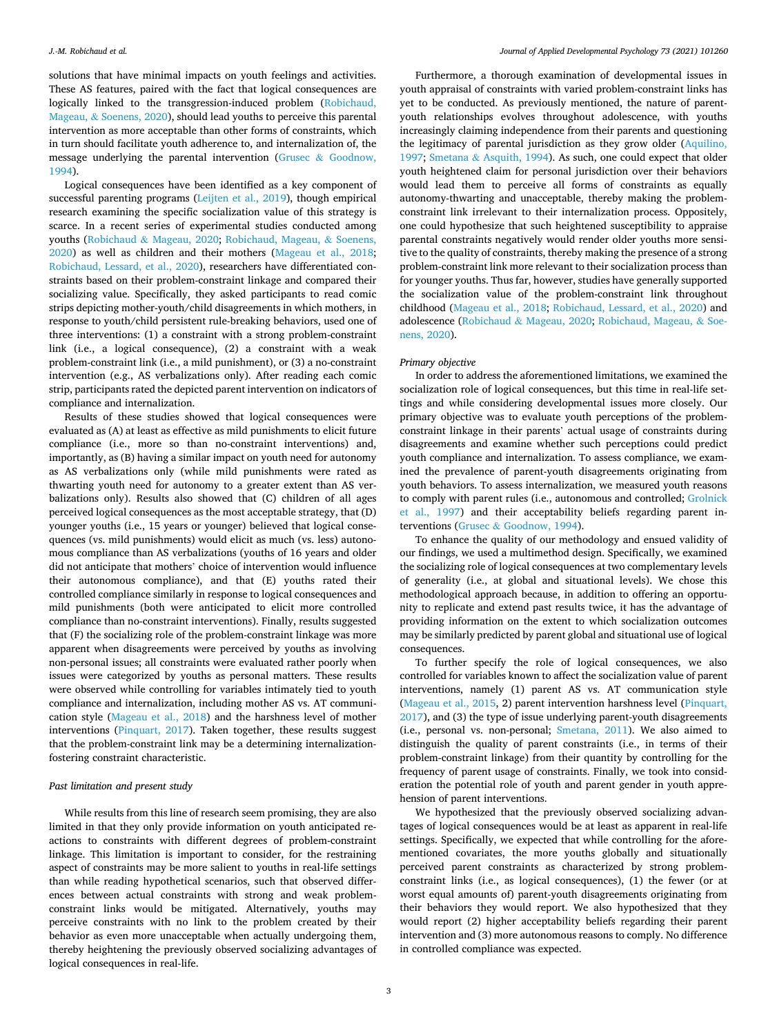solutions that have minimal impacts on youth feelings and activities. These AS features, paired with the fact that logical consequences are logically linked to the transgression-induced problem (Robichaud, Mageau, & Soenens, 2020), should lead youths to perceive this parental intervention as more acceptable than other forms of constraints, which in turn should facilitate youth adherence to, and internalization of, the message underlying the parental intervention (Grusec & Goodnow, 1994).

Logical consequences have been identified as a key component of successful parenting programs (Leijten et al., 2019), though empirical research examining the specific socialization value of this strategy is scarce. In a recent series of experimental studies conducted among youths (Robichaud & Mageau, 2020; Robichaud, Mageau, & Soenens, 2020) as well as children and their mothers (Mageau et al., 2018; Robichaud, Lessard, et al., 2020), researchers have differentiated constraints based on their problem-constraint linkage and compared their socializing value. Specifically, they asked participants to read comic strips depicting mother-youth/child disagreements in which mothers, in response to youth/child persistent rule-breaking behaviors, used one of three interventions: (1) a constraint with a strong problem-constraint link (i.e., a logical consequence), (2) a constraint with a weak problem-constraint link (i.e., a mild punishment), or (3) a no-constraint intervention (e.g., AS verbalizations only). After reading each comic strip, participants rated the depicted parent intervention on indicators of compliance and internalization.

Results of these studies showed that logical consequences were evaluated as (A) at least as effective as mild punishments to elicit future compliance (i.e., more so than no-constraint interventions) and, importantly, as (B) having a similar impact on youth need for autonomy as AS verbalizations only (while mild punishments were rated as thwarting youth need for autonomy to a greater extent than AS verbalizations only). Results also showed that (C) children of all ages perceived logical consequences as the most acceptable strategy, that (D) younger youths (i.e., 15 years or younger) believed that logical consequences (vs. mild punishments) would elicit as much (vs. less) autonomous compliance than AS verbalizations (youths of 16 years and older did not anticipate that mothers' choice of intervention would influence their autonomous compliance), and that (E) youths rated their controlled compliance similarly in response to logical consequences and mild punishments (both were anticipated to elicit more controlled compliance than no-constraint interventions). Finally, results suggested that (F) the socializing role of the problem-constraint linkage was more apparent when disagreements were perceived by youths as involving non-personal issues; all constraints were evaluated rather poorly when issues were categorized by youths as personal matters. These results were observed while controlling for variables intimately tied to youth compliance and internalization, including mother AS vs. AT communication style (Mageau et al., 2018) and the harshness level of mother interventions (Pinquart, 2017). Taken together, these results suggest that the problem-constraint link may be a determining internalization-fostering constraint characteristic.

### Past limitation and present study

While results from this line of research seem promising, they are also limited in that they only provide information on youth anticipated reactions to constraints with different degrees of problem-constraint linkage. This limitation is important to consider, for the restraining aspect of constraints may be more salient to youths in real-life settings than while reading hypothetical scenarios, such that observed differences between actual constraints with strong and weak problem-constraint links would be mitigated. Alternatively, youths may perceive constraints with no link to the problem created by their behavior as even more unacceptable when actually undergoing them, thereby heightening the previously observed socializing advantages of logical consequences in real-life.

Furthermore, a thorough examination of developmental issues in youth appraisal of constraints with varied problem-constraint links has yet to be conducted. As previously mentioned, the nature of parent-youth relationships evolves throughout adolescence, with youths increasingly claiming independence from their parents and questioning the legitimacy of parental jurisdiction as they grow older (Aquilino, 1997; Smetana & Asquith, 1994). As such, one could expect that older youth heightened claim for personal jurisdiction over their behaviors would lead them to perceive all forms of constraints as equally autonomy-thwarting and unacceptable, thereby making the problem-constraint link irrelevant to their internalization process. Oppositely, one could hypothesize that such heightened susceptibility to appraise parental constraints negatively would render older youths more sensitive to the quality of constraints, thereby making the presence of a strong problem-constraint link more relevant to their socialization process than for younger youths. Thus far, however, studies have generally supported the socialization value of the problem-constraint link throughout childhood (Mageau et al., 2018; Robichaud, Lessard, et al., 2020) and adolescence (Robichaud & Mageau, 2020; Robichaud, Mageau, & Soenens, 2020).

### Primary objective

In order to address the aforementioned limitations, we examined the socialization role of logical consequences, but this time in real-life settings and while considering developmental issues more closely. Our primary objective was to evaluate youth perceptions of the problem-constraint linkage in their parents' actual usage of constraints during disagreements and examine whether such perceptions could predict youth compliance and internalization. To assess compliance, we examined the prevalence of parent-youth disagreements originating from youth behaviors. To assess internalization, we measured youth reasons to comply with parent rules (i.e., autonomous and controlled; Grolnick et al., 1997) and their acceptability beliefs regarding parent interventions (Grusec & Goodnow, 1994).

To enhance the quality of our methodology and ensued validity of our findings, we used a multimethod design. Specifically, we examined the socializing role of logical consequences at two complementary levels of generality (i.e., at global and situational levels). We chose this methodological approach because, in addition to offering an opportunity to replicate and extend past results twice, it has the advantage of providing information on the extent to which socialization outcomes may be similarly predicted by parent global and situational use of logical consequences.

To further specify the role of logical consequences, we also controlled for variables known to affect the socialization value of parent interventions, namely (1) parent AS vs. AT communication style (Mageau et al., 2015, 2) parent intervention harshness level (Pinquart, 2017), and (3) the type of issue underlying parent-youth disagreements (i.e., personal vs. non-personal; Smetana, 2011). We also aimed to distinguish the quality of parent constraints (i.e., in terms of their problem-constraint linkage) from their quantity by controlling for the frequency of parent usage of constraints. Finally, we took into consideration the potential role of youth and parent gender in youth apprehension of parent interventions.

We hypothesized that the previously observed socializing advantages of logical consequences would be at least as apparent in real-life settings. Specifically, we expected that while controlling for the aforementioned covariates, the more youths globally and situationally perceived parent constraints as characterized by strong problem-constraint links (i.e., as logical consequences), (1) the fewer (or at worst equal amounts of) parent-youth disagreements originating from their behaviors they would report. We also hypothesized that they would report (2) higher acceptability beliefs regarding their parent intervention and (3) more autonomous reasons to comply. No difference in controlled compliance was expected.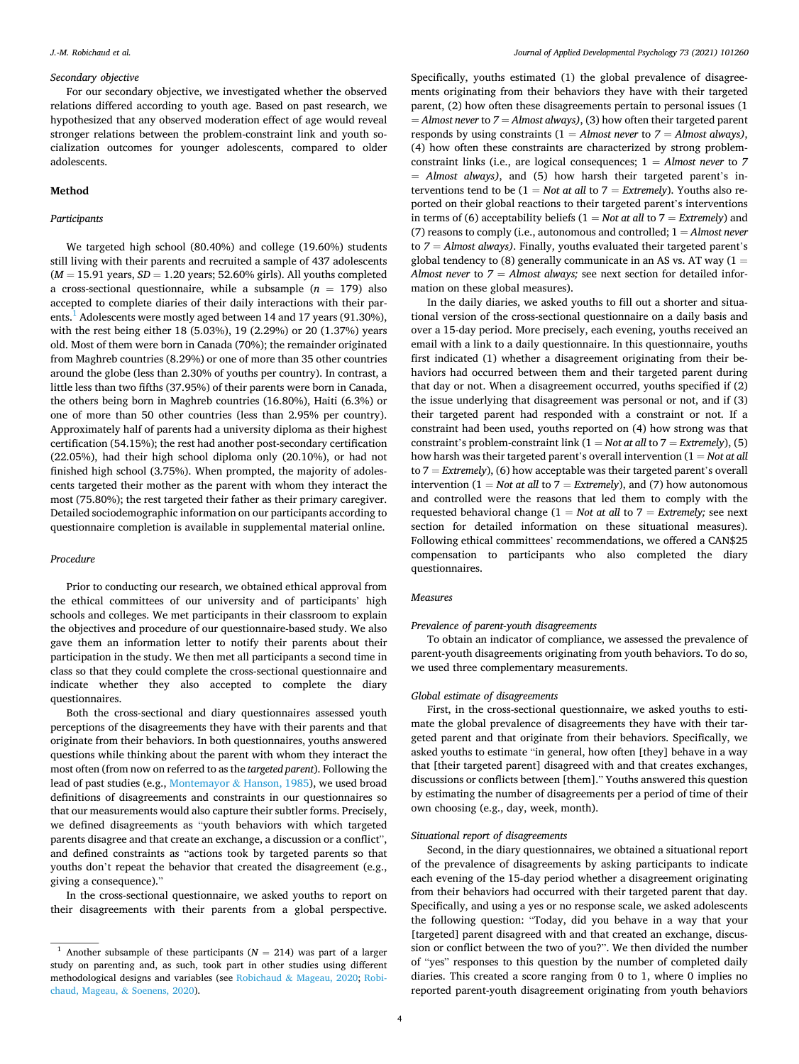*Secondary objective*

For our secondary objective, we investigated whether the observed relations differed according to youth age. Based on past research, we hypothesized that any observed moderation effect of age would reveal stronger relations between the problem-constraint link and youth socialization outcomes for younger adolescents, compared to older adolescents.

## Method

*Participants*

We targeted high school (80.40%) and college (19.60%) students still living with their parents and recruited a sample of 437 adolescents ($M$ = 15.91 years, $SD$ = 1.20 years; 52.60% girls). All youths completed a cross-sectional questionnaire, while a subsample ($n$ = 179) also accepted to complete diaries of their daily interactions with their parents.[1] Adolescents were mostly aged between 14 and 17 years (91.30%), with the rest being either 18 (5.03%), 19 (2.29%) or 20 (1.37%) years old. Most of them were born in Canada (70%); the remainder originated from Maghreb countries (8.29%) or one of more than 35 other countries around the globe (less than 2.30% of youths per country). In contrast, a little less than two fifths (37.95%) of their parents were born in Canada, the others being born in Maghreb countries (16.80%), Haiti (6.3%) or one of more than 50 other countries (less than 2.95% per country). Approximately half of parents had a university diploma as their highest certification (54.15%); the rest had another post-secondary certification (22.05%), had their high school diploma only (20.10%), or had not finished high school (3.75%). When prompted, the majority of adolescents targeted their mother as the parent with whom they interact the most (75.80%); the rest targeted their father as their primary caregiver. Detailed sociodemographic information on our participants according to questionnaire completion is available in supplemental material online.

*Procedure*

Prior to conducting our research, we obtained ethical approval from the ethical committees of our university and of participants' high schools and colleges. We met participants in their classroom to explain the objectives and procedure of our questionnaire-based study. We also gave them an information letter to notify their parents about their participation in the study. We then met all participants a second time in class so that they could complete the cross-sectional questionnaire and indicate whether they also accepted to complete the diary questionnaires.

Both the cross-sectional and diary questionnaires assessed youth perceptions of the disagreements they have with their parents and that originate from their behaviors. In both questionnaires, youths answered questions while thinking about the parent with whom they interact the most often (from now on referred to as the *targeted parent*). Following the lead of past studies (e.g., Montemayor & Hanson, 1985), we used broad definitions of disagreements and constraints in our questionnaires so that our measurements would also capture their subtler forms. Precisely, we defined disagreements as "youth behaviors with which targeted parents disagree and that create an exchange, a discussion or a conflict", and defined constraints as "actions took by targeted parents so that youths don't repeat the behavior that created the disagreement (e.g., giving a consequence)."

In the cross-sectional questionnaire, we asked youths to report on their disagreements with their parents from a global perspective. Specifically, youths estimated (1) the global prevalence of disagreements originating from their behaviors they have with their targeted parent, (2) how often these disagreements pertain to personal issues (1 = *Almost never* to 7 = *Almost always)*, (3) how often their targeted parent responds by using constraints (1 = *Almost never* to 7 = *Almost always)*, (4) how often these constraints are characterized by strong problem-constraint links (i.e., are logical consequences; 1 = *Almost never* to 7 = *Almost always)*, and (5) how harsh their targeted parent's interventions tend to be (1 = *Not at all* to 7 = *Extremely*). Youths also reported on their global reactions to their targeted parent's interventions in terms of (6) acceptability beliefs (1 = *Not at all* to 7 = *Extremely*) and (7) reasons to comply (i.e., autonomous and controlled; 1 = *Almost never* to 7 = *Almost always)*. Finally, youths evaluated their targeted parent's global tendency to (8) generally communicate in an AS vs. AT way (1 = *Almost never* to 7 = *Almost always;* see next section for detailed information on these global measures).

In the daily diaries, we asked youths to fill out a shorter and situational version of the cross-sectional questionnaire on a daily basis and over a 15-day period. More precisely, each evening, youths received an email with a link to a daily questionnaire. In this questionnaire, youths first indicated (1) whether a disagreement originating from their behaviors had occurred between them and their targeted parent during that day or not. When a disagreement occurred, youths specified if (2) the issue underlying that disagreement was personal or not, and if (3) their targeted parent had responded with a constraint or not. If a constraint had been used, youths reported on (4) how strong was that constraint's problem-constraint link (1 = *Not at all* to 7 = *Extremely*), (5) how harsh was their targeted parent's overall intervention (1 = *Not at all* to 7 = *Extremely*), (6) how acceptable was their targeted parent's overall intervention (1 = *Not at all* to 7 = *Extremely*), and (7) how autonomous and controlled were the reasons that led them to comply with the requested behavioral change (1 = *Not at all* to 7 = *Extremely;* see next section for detailed information on these situational measures). Following ethical committees' recommendations, we offered a CAN$25 compensation to participants who also completed the diary questionnaires.

*Measures*

*Prevalence of parent-youth disagreements*

To obtain an indicator of compliance, we assessed the prevalence of parent-youth disagreements originating from youth behaviors. To do so, we used three complementary measurements.

*Global estimate of disagreements*

First, in the cross-sectional questionnaire, we asked youths to estimate the global prevalence of disagreements they have with their targeted parent and that originate from their behaviors. Specifically, we asked youths to estimate "in general, how often [they] behave in a way that [their targeted parent] disagreed with and that creates exchanges, discussions or conflicts between [them]." Youths answered this question by estimating the number of disagreements per a period of time of their own choosing (e.g., day, week, month).

*Situational report of disagreements*

Second, in the diary questionnaires, we obtained a situational report of the prevalence of disagreements by asking participants to indicate each evening of the 15-day period whether a disagreement originating from their behaviors had occurred with their targeted parent that day. Specifically, and using a yes or no response scale, we asked adolescents the following question: "Today, did you behave in a way that your [targeted] parent disagreed with and that created an exchange, discussion or conflict between the two of you?". We then divided the number of "yes" responses to this question by the number of completed daily diaries. This created a score ranging from 0 to 1, where 0 implies no reported parent-youth disagreement originating from youth behaviors

[1] Another subsample of these participants ($N$ = 214) was part of a larger study on parenting and, as such, took part in other studies using different methodological designs and variables (see Robichaud & Mageau, 2020; Robichaud, Mageau, & Soenens, 2020).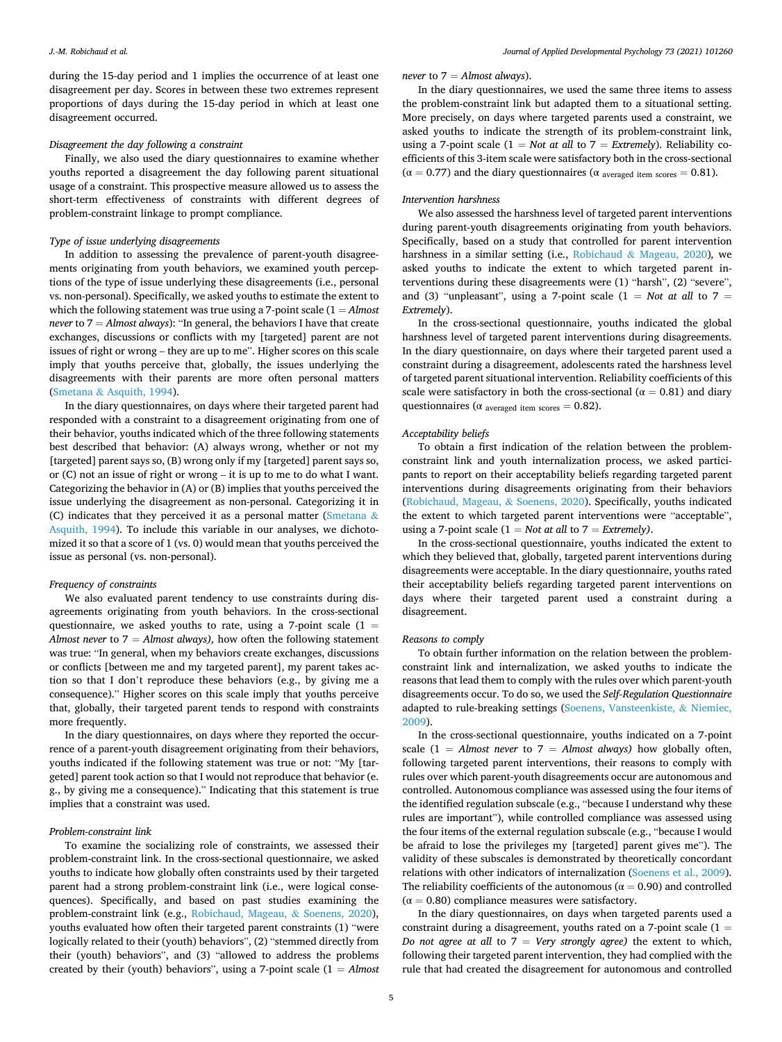during the 15-day period and 1 implies the occurrence of at least one disagreement per day. Scores in between these two extremes represent proportions of days during the 15-day period in which at least one disagreement occurred.

*Disagreement the day following a constraint*

Finally, we also used the diary questionnaires to examine whether youths reported a disagreement the day following parent situational usage of a constraint. This prospective measure allowed us to assess the short-term effectiveness of constraints with different degrees of problem-constraint linkage to prompt compliance.

*Type of issue underlying disagreements*

In addition to assessing the prevalence of parent-youth disagreements originating from youth behaviors, we examined youth perceptions of the type of issue underlying these disagreements (i.e., personal vs. non-personal). Specifically, we asked youths to estimate the extent to which the following statement was true using a 7-point scale (1 = *Almost never* to 7 = *Almost always*): "In general, the behaviors I have that create exchanges, discussions or conflicts with my [targeted] parent are not issues of right or wrong – they are up to me". Higher scores on this scale imply that youths perceive that, globally, the issues underlying the disagreements with their parents are more often personal matters (Smetana & Asquith, 1994).

In the diary questionnaires, on days where their targeted parent had responded with a constraint to a disagreement originating from one of their behavior, youths indicated which of the three following statements best described that behavior: (A) always wrong, whether or not my [targeted] parent says so, (B) wrong only if my [targeted] parent says so, or (C) not an issue of right or wrong – it is up to me to do what I want. Categorizing the behavior in (A) or (B) implies that youths perceived the issue underlying the disagreement as non-personal. Categorizing it in (C) indicates that they perceived it as a personal matter (Smetana & Asquith, 1994). To include this variable in our analyses, we dichotomized it so that a score of 1 (vs. 0) would mean that youths perceived the issue as personal (vs. non-personal).

*Frequency of constraints*

We also evaluated parent tendency to use constraints during disagreements originating from youth behaviors. In the cross-sectional questionnaire, we asked youths to rate, using a 7-point scale (1 = *Almost never* to 7 = *Almost always),* how often the following statement was true: "In general, when my behaviors create exchanges, discussions or conflicts [between me and my targeted parent], my parent takes action so that I don't reproduce these behaviors (e.g., by giving me a consequence)." Higher scores on this scale imply that youths perceive that, globally, their targeted parent tends to respond with constraints more frequently.

In the diary questionnaires, on days where they reported the occurrence of a parent-youth disagreement originating from their behaviors, youths indicated if the following statement was true or not: "My [targeted] parent took action so that I would not reproduce that behavior (e.g., by giving me a consequence)." Indicating that this statement is true implies that a constraint was used.

*Problem-constraint link*

To examine the socializing role of constraints, we assessed their problem-constraint link. In the cross-sectional questionnaire, we asked youths to indicate how globally often constraints used by their targeted parent had a strong problem-constraint link (i.e., were logical consequences). Specifically, and based on past studies examining the problem-constraint link (e.g., Robichaud, Mageau, & Soenens, 2020), youths evaluated how often their targeted parent constraints (1) "were logically related to their (youth) behaviors", (2) "stemmed directly from their (youth) behaviors", and (3) "allowed to address the problems created by their (youth) behaviors", using a 7-point scale (1 = *Almost never* to 7 = *Almost always*).

In the diary questionnaires, we used the same three items to assess the problem-constraint link but adapted them to a situational setting. More precisely, on days where targeted parents used a constraint, we asked youths to indicate the strength of its problem-constraint link, using a 7-point scale (1 = *Not at all* to 7 = *Extremely*). Reliability coefficients of this 3-item scale were satisfactory both in the cross-sectional ($\alpha = 0.77$) and the diary questionnaires ($\alpha_{\text{averaged item scores}} = 0.81$).

*Intervention harshness*

We also assessed the harshness level of targeted parent interventions during parent-youth disagreements originating from youth behaviors. Specifically, based on a study that controlled for parent intervention harshness in a similar setting (i.e., Robichaud & Mageau, 2020), we asked youths to indicate the extent to which targeted parent interventions during these disagreements were (1) "harsh", (2) "severe", and (3) "unpleasant", using a 7-point scale (1 = *Not at all* to 7 = *Extremely*).

In the cross-sectional questionnaire, youths indicated the global harshness level of targeted parent interventions during disagreements. In the diary questionnaire, on days where their targeted parent used a constraint during a disagreement, adolescents rated the harshness level of targeted parent situational intervention. Reliability coefficients of this scale were satisfactory in both the cross-sectional ($\alpha = 0.81$) and diary questionnaires ($\alpha_{\text{averaged item scores}} = 0.82$).

*Acceptability beliefs*

To obtain a first indication of the relation between the problem-constraint link and youth internalization process, we asked participants to report on their acceptability beliefs regarding targeted parent interventions during disagreements originating from their behaviors (Robichaud, Mageau, & Soenens, 2020). Specifically, youths indicated the extent to which targeted parent interventions were "acceptable", using a 7-point scale (1 = *Not at all* to 7 = *Extremely)*.

In the cross-sectional questionnaire, youths indicated the extent to which they believed that, globally, targeted parent interventions during disagreements were acceptable. In the diary questionnaire, youths rated their acceptability beliefs regarding targeted parent interventions on days where their targeted parent used a constraint during a disagreement.

*Reasons to comply*

To obtain further information on the relation between the problem-constraint link and internalization, we asked youths to indicate the reasons that lead them to comply with the rules over which parent-youth disagreements occur. To do so, we used the *Self-Regulation Questionnaire* adapted to rule-breaking settings (Soenens, Vansteenkiste, & Niemiec, 2009).

In the cross-sectional questionnaire, youths indicated on a 7-point scale (1 = *Almost never* to 7 = *Almost always)* how globally often, following targeted parent interventions, their reasons to comply with rules over which parent-youth disagreements occur are autonomous and controlled. Autonomous compliance was assessed using the four items of the identified regulation subscale (e.g., "because I understand why these rules are important"), while controlled compliance was assessed using the four items of the external regulation subscale (e.g., "because I would be afraid to lose the privileges my [targeted] parent gives me"). The validity of these subscales is demonstrated by theoretically concordant relations with other indicators of internalization (Soenens et al., 2009). The reliability coefficients of the autonomous ($\alpha = 0.90$) and controlled ($\alpha = 0.80$) compliance measures were satisfactory.

In the diary questionnaires, on days when targeted parents used a constraint during a disagreement, youths rated on a 7-point scale (1 = *Do not agree at all* to 7 = *Very strongly agree)* the extent to which, following their targeted parent intervention, they had complied with the rule that had created the disagreement for autonomous and controlled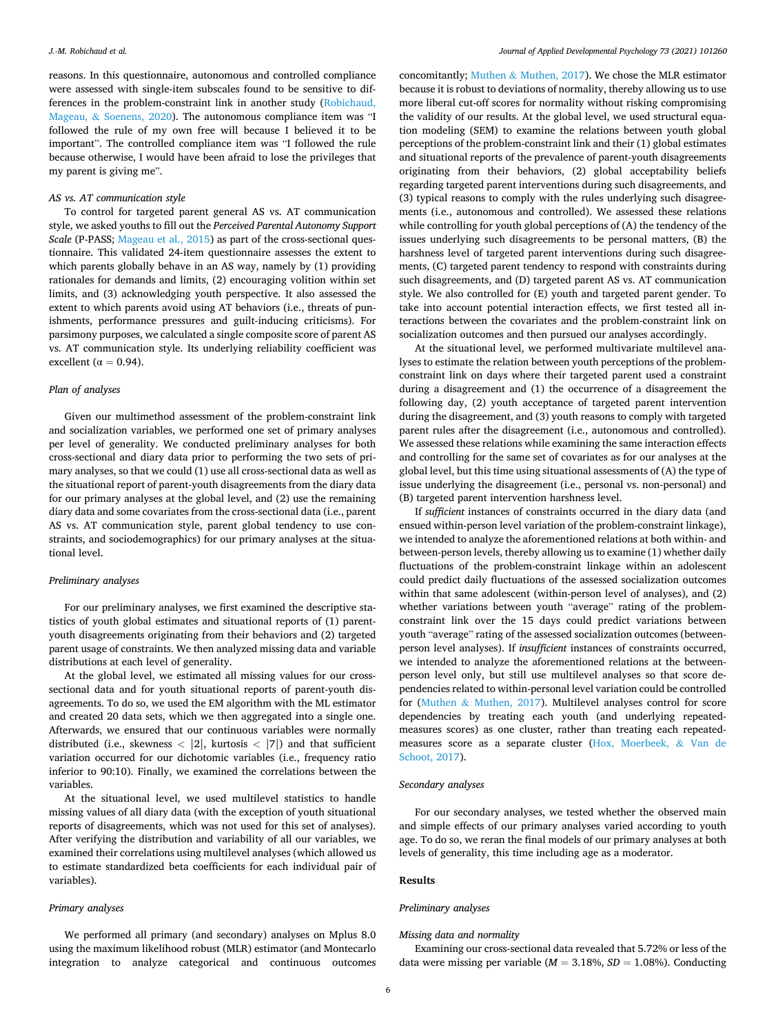reasons. In this questionnaire, autonomous and controlled compliance were assessed with single-item subscales found to be sensitive to differences in the problem-constraint link in another study (Robichaud, Mageau, & Soenens, 2020). The autonomous compliance item was "I followed the rule of my own free will because I believed it to be important". The controlled compliance item was "I followed the rule because otherwise, I would have been afraid to lose the privileges that my parent is giving me".

*AS vs. AT communication style*

To control for targeted parent general AS vs. AT communication style, we asked youths to fill out the *Perceived Parental Autonomy Support Scale* (P-PASS; Mageau et al., 2015) as part of the cross-sectional questionnaire. This validated 24-item questionnaire assesses the extent to which parents globally behave in an AS way, namely by (1) providing rationales for demands and limits, (2) encouraging volition within set limits, and (3) acknowledging youth perspective. It also assessed the extent to which parents avoid using AT behaviors (i.e., threats of punishments, performance pressures and guilt-inducing criticisms). For parsimony purposes, we calculated a single composite score of parent AS vs. AT communication style. Its underlying reliability coefficient was excellent ($\alpha = 0.94$).

*Plan of analyses*

Given our multimethod assessment of the problem-constraint link and socialization variables, we performed one set of primary analyses per level of generality. We conducted preliminary analyses for both cross-sectional and diary data prior to performing the two sets of primary analyses, so that we could (1) use all cross-sectional data as well as the situational report of parent-youth disagreements from the diary data for our primary analyses at the global level, and (2) use the remaining diary data and some covariates from the cross-sectional data (i.e., parent AS vs. AT communication style, parent global tendency to use constraints, and sociodemographics) for our primary analyses at the situational level.

*Preliminary analyses*

For our preliminary analyses, we first examined the descriptive statistics of youth global estimates and situational reports of (1) parent-youth disagreements originating from their behaviors and (2) targeted parent usage of constraints. We then analyzed missing data and variable distributions at each level of generality.

At the global level, we estimated all missing values for our cross-sectional data and for youth situational reports of parent-youth disagreements. To do so, we used the EM algorithm with the ML estimator and created 20 data sets, which we then aggregated into a single one. Afterwards, we ensured that our continuous variables were normally distributed (i.e., skewness $< |2|$, kurtosis $< |7|$) and that sufficient variation occurred for our dichotomic variables (i.e., frequency ratio inferior to 90:10). Finally, we examined the correlations between the variables.

At the situational level, we used multilevel statistics to handle missing values of all diary data (with the exception of youth situational reports of disagreements, which was not used for this set of analyses). After verifying the distribution and variability of all our variables, we examined their correlations using multilevel analyses (which allowed us to estimate standardized beta coefficients for each individual pair of variables).

*Primary analyses*

We performed all primary (and secondary) analyses on Mplus 8.0 using the maximum likelihood robust (MLR) estimator (and Montecarlo integration to analyze categorical and continuous outcomes concomitantly; Muthen & Muthen, 2017). We chose the MLR estimator because it is robust to deviations of normality, thereby allowing us to use more liberal cut-off scores for normality without risking compromising the validity of our results. At the global level, we used structural equation modeling (SEM) to examine the relations between youth global perceptions of the problem-constraint link and their (1) global estimates and situational reports of the prevalence of parent-youth disagreements originating from their behaviors, (2) global acceptability beliefs regarding targeted parent interventions during such disagreements, and (3) typical reasons to comply with the rules underlying such disagreements (i.e., autonomous and controlled). We assessed these relations while controlling for youth global perceptions of (A) the tendency of the issues underlying such disagreements to be personal matters, (B) the harshness level of targeted parent interventions during such disagreements, (C) targeted parent tendency to respond with constraints during such disagreements, and (D) targeted parent AS vs. AT communication style. We also controlled for (E) youth and targeted parent gender. To take into account potential interaction effects, we first tested all interactions between the covariates and the problem-constraint link on socialization outcomes and then pursued our analyses accordingly.

At the situational level, we performed multivariate multilevel analyses to estimate the relation between youth perceptions of the problem-constraint link on days where their targeted parent used a constraint during a disagreement and (1) the occurrence of a disagreement the following day, (2) youth acceptance of targeted parent intervention during the disagreement, and (3) youth reasons to comply with targeted parent rules after the disagreement (i.e., autonomous and controlled). We assessed these relations while examining the same interaction effects and controlling for the same set of covariates as for our analyses at the global level, but this time using situational assessments of (A) the type of issue underlying the disagreement (i.e., personal vs. non-personal) and (B) targeted parent intervention harshness level.

If *sufficient* instances of constraints occurred in the diary data (and ensued within-person level variation of the problem-constraint linkage), we intended to analyze the aforementioned relations at both within- and between-person levels, thereby allowing us to examine (1) whether daily fluctuations of the problem-constraint linkage within an adolescent could predict daily fluctuations of the assessed socialization outcomes within that same adolescent (within-person level of analyses), and (2) whether variations between youth "average" rating of the problem-constraint link over the 15 days could predict variations between youth "average" rating of the assessed socialization outcomes (between-person level analyses). If *insufficient* instances of constraints occurred, we intended to analyze the aforementioned relations at the between-person level only, but still use multilevel analyses so that score dependencies related to within-personal level variation could be controlled for (Muthen & Muthen, 2017). Multilevel analyses control for score dependencies by treating each youth (and underlying repeated-measures scores) as one cluster, rather than treating each repeated-measures score as a separate cluster (Hox, Moerbeek, & Van de Schoot, 2017).

*Secondary analyses*

For our secondary analyses, we tested whether the observed main and simple effects of our primary analyses varied according to youth age. To do so, we reran the final models of our primary analyses at both levels of generality, this time including age as a moderator.

## Results

*Preliminary analyses*

*Missing data and normality*

Examining our cross-sectional data revealed that 5.72% or less of the data were missing per variable ($M = 3.18\%$, $SD = 1.08\%$). Conducting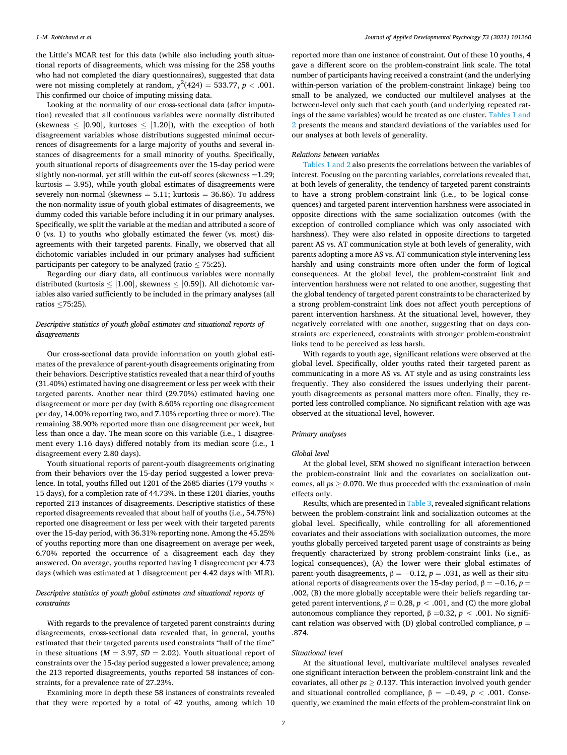the Little's MCAR test for this data (while also including youth situational reports of disagreements, which was missing for the 258 youths who had not completed the diary questionnaires), suggested that data were not missing completely at random, $\chi^2(424) = 533.77$, $p < .001$. This confirmed our choice of imputing missing data.

Looking at the normality of our cross-sectional data (after imputation) revealed that all continuous variables were normally distributed (skewness $\leq |0.90|$, kurtoses $\leq |1.20|$), with the exception of both disagreement variables whose distributions suggested minimal occurrences of disagreements for a large majority of youths and several instances of disagreements for a small minority of youths. Specifically, youth situational reports of disagreements over the 15-day period were slightly non-normal, yet still within the cut-off scores (skewness $= 1.29$; kurtosis $= 3.95$), while youth global estimates of disagreements were severely non-normal (skewness $= 5.11$; kurtosis $= 36.86$). To address the non-normality issue of youth global estimates of disagreements, we dummy coded this variable before including it in our primary analyses. Specifically, we split the variable at the median and attributed a score of 0 (vs. 1) to youths who globally estimated the fewer (vs. most) disagreements with their targeted parents. Finally, we observed that all dichotomic variables included in our primary analyses had sufficient participants per category to be analyzed (ratio $\leq$ 75:25).

Regarding our diary data, all continuous variables were normally distributed (kurtosis $\leq |1.00|$, skewness $\leq |0.59|$). All dichotomic variables also varied sufficiently to be included in the primary analyses (all ratios $\leq$75:25).

### *Descriptive statistics of youth global estimates and situational reports of disagreements*

Our cross-sectional data provide information on youth global estimates of the prevalence of parent-youth disagreements originating from their behaviors. Descriptive statistics revealed that a near third of youths (31.40%) estimated having one disagreement or less per week with their targeted parents. Another near third (29.70%) estimated having one disagreement or more per day (with 8.60% reporting one disagreement per day, 14.00% reporting two, and 7.10% reporting three or more). The remaining 38.90% reported more than one disagreement per week, but less than once a day. The mean score on this variable (i.e., 1 disagreement every 1.16 days) differed notably from its median score (i.e., 1 disagreement every 2.80 days).

Youth situational reports of parent-youth disagreements originating from their behaviors over the 15-day period suggested a lower prevalence. In total, youths filled out 1201 of the 2685 diaries (179 youths × 15 days), for a completion rate of 44.73%. In these 1201 diaries, youths reported 213 instances of disagreements. Descriptive statistics of these reported disagreements revealed that about half of youths (i.e., 54.75%) reported one disagreement or less per week with their targeted parents over the 15-day period, with 36.31% reporting none. Among the 45.25% of youths reporting more than one disagreement on average per week, 6.70% reported the occurrence of a disagreement each day they answered. On average, youths reported having 1 disagreement per 4.73 days (which was estimated at 1 disagreement per 4.42 days with MLR).

### *Descriptive statistics of youth global estimates and situational reports of constraints*

With regards to the prevalence of targeted parent constraints during disagreements, cross-sectional data revealed that, in general, youths estimated that their targeted parents used constraints "half of the time" in these situations ($M = 3.97$, $SD = 2.02$). Youth situational report of constraints over the 15-day period suggested a lower prevalence; among the 213 reported disagreements, youths reported 58 instances of constraints, for a prevalence rate of 27.23%.

Examining more in depth these 58 instances of constraints revealed that they were reported by a total of 42 youths, among which 10 reported more than one instance of constraint. Out of these 10 youths, 4 gave a different score on the problem-constraint link scale. The total number of participants having received a constraint (and the underlying within-person variation of the problem-constraint linkage) being too small to be analyzed, we conducted our multilevel analyses at the between-level only such that each youth (and underlying repeated ratings of the same variables) would be treated as one cluster. Tables 1 and 2 presents the means and standard deviations of the variables used for our analyses at both levels of generality.

### *Relations between variables*

Tables 1 and 2 also presents the correlations between the variables of interest. Focusing on the parenting variables, correlations revealed that, at both levels of generality, the tendency of targeted parent constraints to have a strong problem-constraint link (i.e., to be logical consequences) and targeted parent intervention harshness were associated in opposite directions with the same socialization outcomes (with the exception of controlled compliance which was only associated with harshness). They were also related in opposite directions to targeted parent AS vs. AT communication style at both levels of generality, with parents adopting a more AS vs. AT communication style intervening less harshly and using constraints more often under the form of logical consequences. At the global level, the problem-constraint link and intervention harshness were not related to one another, suggesting that the global tendency of targeted parent constraints to be characterized by a strong problem-constraint link does not affect youth perceptions of parent intervention harshness. At the situational level, however, they negatively correlated with one another, suggesting that on days constraints are experienced, constraints with stronger problem-constraint links tend to be perceived as less harsh.

With regards to youth age, significant relations were observed at the global level. Specifically, older youths rated their targeted parent as communicating in a more AS vs. AT style and as using constraints less frequently. They also considered the issues underlying their parent-youth disagreements as personal matters more often. Finally, they reported less controlled compliance. No significant relation with age was observed at the situational level, however.

### *Primary analyses*

#### *Global level*

At the global level, SEM showed no significant interaction between the problem-constraint link and the covariates on socialization outcomes, all $ps \geq 0.070$. We thus proceeded with the examination of main effects only.

Results, which are presented in Table 3, revealed significant relations between the problem-constraint link and socialization outcomes at the global level. Specifically, while controlling for all aforementioned covariates and their associations with socialization outcomes, the more youths globally perceived targeted parent usage of constraints as being frequently characterized by strong problem-constraint links (i.e., as logical consequences), (A) the lower were their global estimates of parent-youth disagreements, $\beta = -0.12$, $p = .031$, as well as their situational reports of disagreements over the 15-day period, $\beta = -0.16$, $p = .002$, (B) the more globally acceptable were their beliefs regarding targeted parent interventions, $\beta = 0.28$, $p < .001$, and (C) the more global autonomous compliance they reported, $\beta = 0.32$, $p < .001$. No significant relation was observed with (D) global controlled compliance, $p = .874$.

#### *Situational level*

At the situational level, multivariate multilevel analyses revealed one significant interaction between the problem-constraint link and the covariates, all other $ps \geq 0.137$. This interaction involved youth gender and situational controlled compliance, $\beta = -0.49$, $p < .001$. Consequently, we examined the main effects of the problem-constraint link on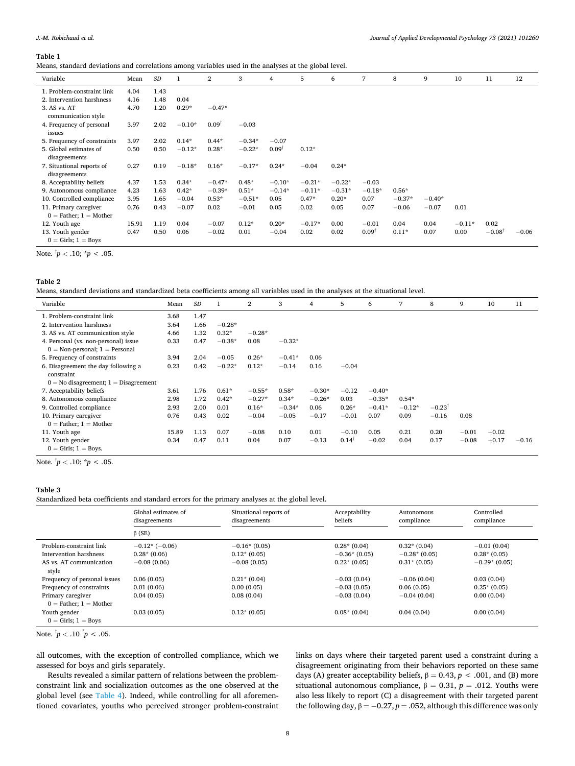**Table 1**

Means, standard deviations and correlations among variables used in the analyses at the global level.

| Variable | Mean | SD | 1 | 2 | 3 | 4 | 5 | 6 | 7 | 8 | 9 | 10 | 11 | 12 |
|---|---|---|---|---|---|---|---|---|---|---|---|---|---|---|
| 1. Problem-constraint link | 4.04 | 1.43 | | | | | | | | | | | | |
| 2. Intervention harshness | 4.16 | 1.48 | 0.04 | | | | | | | | | | | |
| 3. AS vs. AT communication style | 4.70 | 1.20 | 0.29* | −0.47* | | | | | | | | | | |
| 4. Frequency of personal issues | 3.97 | 2.02 | −0.10* | 0.09† | −0.03 | | | | | | | | | |
| 5. Frequency of constraints | 3.97 | 2.02 | 0.14* | 0.44* | −0.34* | −0.07 | | | | | | | | |
| 5. Global estimates of disagreements | 0.50 | 0.50 | −0.12* | 0.28* | −0.22* | 0.09† | 0.12* | | | | | | | |
| 7. Situational reports of disagreements | 0.27 | 0.19 | −0.18* | 0.16* | −0.17* | 0.24* | −0.04 | 0.24* | | | | | | |
| 8. Acceptability beliefs | 4.37 | 1.53 | 0.34* | −0.47* | 0.48* | −0.10* | −0.21* | −0.22* | −0.03 | | | | | |
| 9. Autonomous compliance | 4.23 | 1.63 | 0.42* | −0.39* | 0.51* | −0.14* | −0.11* | −0.31* | −0.18* | 0.56* | | | | |
| 10. Controlled compliance | 3.95 | 1.65 | −0.04 | 0.53* | −0.51* | 0.05 | 0.47* | 0.20* | 0.07 | −0.37* | −0.40* | | | |
| 11. Primary caregiver 0 = Father; 1 = Mother | 0.76 | 0.43 | −0.07 | 0.02 | −0.01 | 0.05 | 0.02 | 0.05 | 0.07 | −0.06 | −0.07 | 0.01 | | |
| 12. Youth age | 15.91 | 1.19 | 0.04 | −0.07 | 0.12* | 0.20* | −0.17* | 0.00 | −0.01 | 0.04 | 0.04 | −0.11* | 0.02 | |
| 13. Youth gender 0 = Girls; 1 = Boys | 0.47 | 0.50 | 0.06 | −0.02 | 0.01 | −0.04 | 0.02 | 0.02 | 0.09† | 0.11* | 0.07 | 0.00 | −0.08† | −0.06 |

Note. †$p < .10$; *$p < .05$.

**Table 2**

Means, standard deviations and standardized beta coefficients among all variables used in the analyses at the situational level.

| Variable | Mean | SD | 1 | 2 | 3 | 4 | 5 | 6 | 7 | 8 | 9 | 10 | 11 |
|---|---|---|---|---|---|---|---|---|---|---|---|---|---|
| 1. Problem-constraint link | 3.68 | 1.47 | | | | | | | | | | | |
| 2. Intervention harshness | 3.64 | 1.66 | −0.28* | | | | | | | | | | |
| 3. AS vs. AT communication style | 4.66 | 1.32 | 0.32* | −0.28* | | | | | | | | | |
| 4. Personal (vs. non-personal) issue 0 = Non-personal; 1 = Personal | 0.33 | 0.47 | −0.38* | 0.08 | −0.32* | | | | | | | | |
| 5. Frequency of constraints | 3.94 | 2.04 | −0.05 | 0.26* | −0.41* | 0.06 | | | | | | | |
| 6. Disagreement the day following a constraint 0 = No disagreement; 1 = Disagreement | 0.23 | 0.42 | −0.22* | 0.12* | −0.14 | 0.16 | −0.04 | | | | | | |
| 7. Acceptability beliefs | 3.61 | 1.76 | 0.61* | −0.55* | 0.58* | −0.30* | −0.12 | −0.40* | | | | | |
| 8. Autonomous compliance | 2.98 | 1.72 | 0.42* | −0.27* | 0.34* | −0.26* | 0.03 | −0.35* | 0.54* | | | | |
| 9. Controlled compliance | 2.93 | 2.00 | 0.01 | 0.16* | −0.34* | 0.06 | 0.26* | −0.41* | −0.12* | −0.23† | | | |
| 10. Primary caregiver 0 = Father; 1 = Mother | 0.76 | 0.43 | 0.02 | −0.04 | −0.05 | −0.17 | −0.01 | 0.07 | 0.09 | −0.16 | 0.08 | | |
| 11. Youth age | 15.89 | 1.13 | 0.07 | −0.08 | 0.10 | 0.01 | −0.10 | 0.05 | 0.21 | 0.20 | −0.01 | −0.02 | |
| 12. Youth gender 0 = Girls; 1 = Boys. | 0.34 | 0.47 | 0.11 | 0.04 | 0.07 | −0.13 | 0.14† | −0.02 | 0.04 | 0.17 | −0.08 | −0.17 | −0.16 |

Note. †$p < .10$; *$p < .05$.

**Table 3**

Standardized beta coefficients and standard errors for the primary analyses at the global level.

| | Global estimates of disagreements | Situational reports of disagreements | Acceptability beliefs | Autonomous compliance | Controlled compliance |
|---|---|---|---|---|---|
| | β (SE) | | | | |
| Problem-constraint link | −0.12* (−0.06) | −0.16* (0.05) | 0.28* (0.04) | 0.32* (0.04) | −0.01 (0.04) |
| Intervention harshness | 0.28* (0.06) | 0.12* (0.05) | −0.36* (0.05) | −0.28* (0.05) | 0.28* (0.05) |
| AS vs. AT communication style | −0.08 (0.06) | −0.08 (0.05) | 0.22* (0.05) | 0.31* (0.05) | −0.29* (0.05) |
| Frequency of personal issues | 0.06 (0.05) | 0.21* (0.04) | −0.03 (0.04) | −0.06 (0.04) | 0.03 (0.04) |
| Frequency of constraints | 0.01 (0.06) | 0.00 (0.05) | −0.03 (0.05) | 0.06 (0.05) | 0.25* (0.05) |
| Primary caregiver 0 = Father; 1 = Mother | 0.04 (0.05) | 0.08 (0.04) | −0.03 (0.04) | −0.04 (0.04) | 0.00 (0.04) |
| Youth gender 0 = Girls; 1 = Boys | 0.03 (0.05) | 0.12* (0.05) | 0.08* (0.04) | 0.04 (0.04) | 0.00 (0.04) |

Note. †$p < .10$ *$p < .05$.

all outcomes, with the exception of controlled compliance, which we assessed for boys and girls separately.

Results revealed a similar pattern of relations between the problem-constraint link and socialization outcomes as the one observed at the global level (see Table 4). Indeed, while controlling for all aforementioned covariates, youths who perceived stronger problem-constraint links on days where their targeted parent used a constraint during a disagreement originating from their behaviors reported on these same days (A) greater acceptability beliefs, β = 0.43, $p < .001$, and (B) more situational autonomous compliance, β = 0.31, $p = .012$. Youths were also less likely to report (C) a disagreement with their targeted parent the following day, β = −0.27, $p = .052$, although this difference was only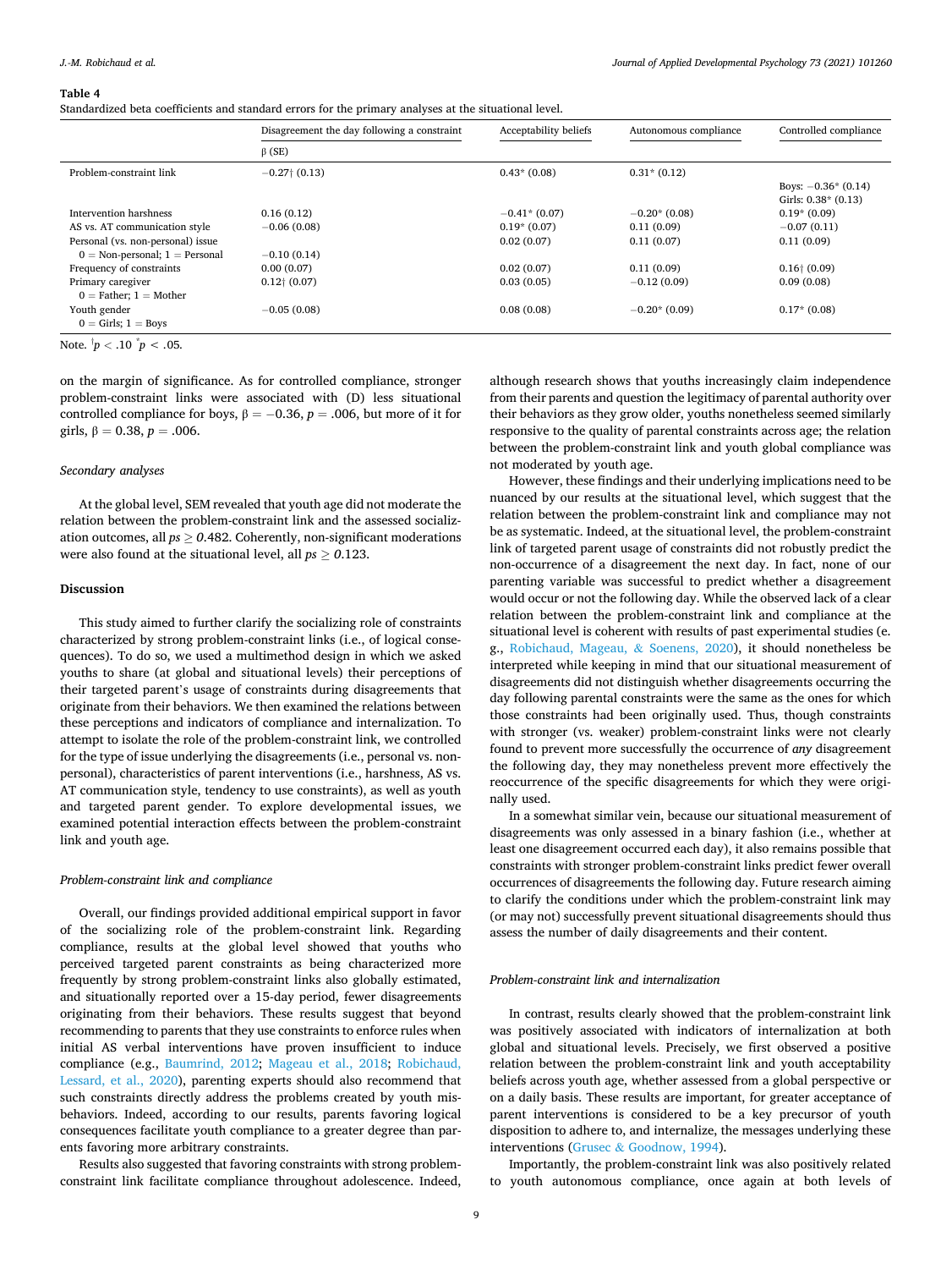**Table 4**

Standardized beta coefficients and standard errors for the primary analyses at the situational level.

| | Disagreement the day following a constraint | Acceptability beliefs | Autonomous compliance | Controlled compliance |
|---|---|---|---|---|
| | β (SE) | | | |
| Problem-constraint link | −0.27† (0.13) | 0.43* (0.08) | 0.31* (0.12) | Boys: −0.36* (0.14)<br>Girls: 0.38* (0.13) |
| Intervention harshness | 0.16 (0.12) | −0.41* (0.07) | −0.20* (0.08) | 0.19* (0.09) |
| AS vs. AT communication style | −0.06 (0.08) | 0.19* (0.07) | 0.11 (0.09) | −0.07 (0.11) |
| Personal (vs. non-personal) issue<br>0 = Non-personal; 1 = Personal | −0.10 (0.14) | 0.02 (0.07) | 0.11 (0.07) | 0.11 (0.09) |
| Frequency of constraints | 0.00 (0.07) | 0.02 (0.07) | 0.11 (0.09) | 0.16† (0.09) |
| Primary caregiver<br>0 = Father; 1 = Mother | 0.12† (0.07) | 0.03 (0.05) | −0.12 (0.09) | 0.09 (0.08) |
| Youth gender<br>0 = Girls; 1 = Boys | −0.05 (0.08) | 0.08 (0.08) | −0.20* (0.09) | 0.17* (0.08) |

Note. † $p < .10$ * $p < .05$.

on the margin of significance. As for controlled compliance, stronger problem-constraint links were associated with (D) less situational controlled compliance for boys, $\beta = -0.36$, $p = .006$, but more of it for girls, $\beta = 0.38$, $p = .006$.

### Secondary analyses

At the global level, SEM revealed that youth age did not moderate the relation between the problem-constraint link and the assessed socialization outcomes, all $ps \geq 0.482$. Coherently, non-significant moderations were also found at the situational level, all $ps \geq 0.123$.

## Discussion

This study aimed to further clarify the socializing role of constraints characterized by strong problem-constraint links (i.e., of logical consequences). To do so, we used a multimethod design in which we asked youths to share (at global and situational levels) their perceptions of their targeted parent's usage of constraints during disagreements that originate from their behaviors. We then examined the relations between these perceptions and indicators of compliance and internalization. To attempt to isolate the role of the problem-constraint link, we controlled for the type of issue underlying the disagreements (i.e., personal vs. non-personal), characteristics of parent interventions (i.e., harshness, AS vs. AT communication style, tendency to use constraints), as well as youth and targeted parent gender. To explore developmental issues, we examined potential interaction effects between the problem-constraint link and youth age.

### Problem-constraint link and compliance

Overall, our findings provided additional empirical support in favor of the socializing role of the problem-constraint link. Regarding compliance, results at the global level showed that youths who perceived targeted parent constraints as being characterized more frequently by strong problem-constraint links also globally estimated, and situationally reported over a 15-day period, fewer disagreements originating from their behaviors. These results suggest that beyond recommending to parents that they use constraints to enforce rules when initial AS verbal interventions have proven insufficient to induce compliance (e.g., Baumrind, 2012; Mageau et al., 2018; Robichaud, Lessard, et al., 2020), parenting experts should also recommend that such constraints directly address the problems created by youth misbehaviors. Indeed, according to our results, parents favoring logical consequences facilitate youth compliance to a greater degree than parents favoring more arbitrary constraints.

Results also suggested that favoring constraints with strong problem-constraint link facilitate compliance throughout adolescence. Indeed, although research shows that youths increasingly claim independence from their parents and question the legitimacy of parental authority over their behaviors as they grow older, youths nonetheless seemed similarly responsive to the quality of parental constraints across age; the relation between the problem-constraint link and youth global compliance was not moderated by youth age.

However, these findings and their underlying implications need to be nuanced by our results at the situational level, which suggest that the relation between the problem-constraint link and compliance may not be as systematic. Indeed, at the situational level, the problem-constraint link of targeted parent usage of constraints did not robustly predict the non-occurrence of a disagreement the next day. In fact, none of our parenting variable was successful to predict whether a disagreement would occur or not the following day. While the observed lack of a clear relation between the problem-constraint link and compliance at the situational level is coherent with results of past experimental studies (e.g., Robichaud, Mageau, & Soenens, 2020), it should nonetheless be interpreted while keeping in mind that our situational measurement of disagreements did not distinguish whether disagreements occurring the day following parental constraints were the same as the ones for which those constraints had been originally used. Thus, though constraints with stronger (vs. weaker) problem-constraint links were not clearly found to prevent more successfully the occurrence of *any* disagreement the following day, they may nonetheless prevent more effectively the reoccurrence of the specific disagreements for which they were originally used.

In a somewhat similar vein, because our situational measurement of disagreements was only assessed in a binary fashion (i.e., whether at least one disagreement occurred each day), it also remains possible that constraints with stronger problem-constraint links predict fewer overall occurrences of disagreements the following day. Future research aiming to clarify the conditions under which the problem-constraint link may (or may not) successfully prevent situational disagreements should thus assess the number of daily disagreements and their content.

### Problem-constraint link and internalization

In contrast, results clearly showed that the problem-constraint link was positively associated with indicators of internalization at both global and situational levels. Precisely, we first observed a positive relation between the problem-constraint link and youth acceptability beliefs across youth age, whether assessed from a global perspective or on a daily basis. These results are important, for greater acceptance of parent interventions is considered to be a key precursor of youth disposition to adhere to, and internalize, the messages underlying these interventions (Grusec & Goodnow, 1994).

Importantly, the problem-constraint link was also positively related to youth autonomous compliance, once again at both levels of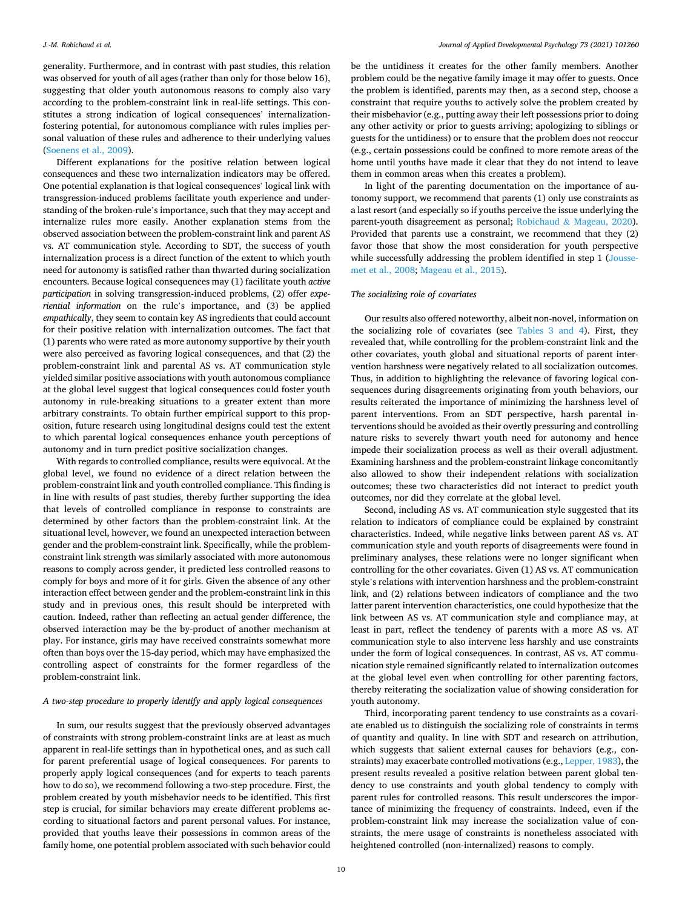generality. Furthermore, and in contrast with past studies, this relation was observed for youth of all ages (rather than only for those below 16), suggesting that older youth autonomous reasons to comply also vary according to the problem-constraint link in real-life settings. This constitutes a strong indication of logical consequences' internalization-fostering potential, for autonomous compliance with rules implies personal valuation of these rules and adherence to their underlying values (Soenens et al., 2009).

Different explanations for the positive relation between logical consequences and these two internalization indicators may be offered. One potential explanation is that logical consequences' logical link with transgression-induced problems facilitate youth experience and understanding of the broken-rule's importance, such that they may accept and internalize rules more easily. Another explanation stems from the observed association between the problem-constraint link and parent AS vs. AT communication style. According to SDT, the success of youth internalization process is a direct function of the extent to which youth need for autonomy is satisfied rather than thwarted during socialization encounters. Because logical consequences may (1) facilitate youth *active participation* in solving transgression-induced problems, (2) offer *experiential information* on the rule's importance, and (3) be applied *empathically*, they seem to contain key AS ingredients that could account for their positive relation with internalization outcomes. The fact that (1) parents who were rated as more autonomy supportive by their youth were also perceived as favoring logical consequences, and that (2) the problem-constraint link and parental AS vs. AT communication style yielded similar positive associations with youth autonomous compliance at the global level suggest that logical consequences could foster youth autonomy in rule-breaking situations to a greater extent than more arbitrary constraints. To obtain further empirical support to this proposition, future research using longitudinal designs could test the extent to which parental logical consequences enhance youth perceptions of autonomy and in turn predict positive socialization changes.

With regards to controlled compliance, results were equivocal. At the global level, we found no evidence of a direct relation between the problem-constraint link and youth controlled compliance. This finding is in line with results of past studies, thereby further supporting the idea that levels of controlled compliance in response to constraints are determined by other factors than the problem-constraint link. At the situational level, however, we found an unexpected interaction between gender and the problem-constraint link. Specifically, while the problem-constraint link strength was similarly associated with more autonomous reasons to comply across gender, it predicted less controlled reasons to comply for boys and more of it for girls. Given the absence of any other interaction effect between gender and the problem-constraint link in this study and in previous ones, this result should be interpreted with caution. Indeed, rather than reflecting an actual gender difference, the observed interaction may be the by-product of another mechanism at play. For instance, girls may have received constraints somewhat more often than boys over the 15-day period, which may have emphasized the controlling aspect of constraints for the former regardless of the problem-constraint link.

### *A two-step procedure to properly identify and apply logical consequences*

In sum, our results suggest that the previously observed advantages of constraints with strong problem-constraint links are at least as much apparent in real-life settings than in hypothetical ones, and as such call for parent preferential usage of logical consequences. For parents to properly apply logical consequences (and for experts to teach parents how to do so), we recommend following a two-step procedure. First, the problem created by youth misbehavior needs to be identified. This first step is crucial, for similar behaviors may create different problems according to situational factors and parent personal values. For instance, provided that youths leave their possessions in common areas of the family home, one potential problem associated with such behavior could be the untidiness it creates for the other family members. Another problem could be the negative family image it may offer to guests. Once the problem is identified, parents may then, as a second step, choose a constraint that require youths to actively solve the problem created by their misbehavior (e.g., putting away their left possessions prior to doing any other activity or prior to guests arriving; apologizing to siblings or guests for the untidiness) or to ensure that the problem does not reoccur (e.g., certain possessions could be confined to more remote areas of the home until youths have made it clear that they do not intend to leave them in common areas when this creates a problem).

In light of the parenting documentation on the importance of autonomy support, we recommend that parents (1) only use constraints as a last resort (and especially so if youths perceive the issue underlying the parent-youth disagreement as personal; Robichaud & Mageau, 2020). Provided that parents use a constraint, we recommend that they (2) favor those that show the most consideration for youth perspective while successfully addressing the problem identified in step 1 (Joussemet et al., 2008; Mageau et al., 2015).

### *The socializing role of covariates*

Our results also offered noteworthy, albeit non-novel, information on the socializing role of covariates (see Tables 3 and 4). First, they revealed that, while controlling for the problem-constraint link and the other covariates, youth global and situational reports of parent intervention harshness were negatively related to all socialization outcomes. Thus, in addition to highlighting the relevance of favoring logical consequences during disagreements originating from youth behaviors, our results reiterated the importance of minimizing the harshness level of parent interventions. From an SDT perspective, harsh parental interventions should be avoided as their overtly pressuring and controlling nature risks to severely thwart youth need for autonomy and hence impede their socialization process as well as their overall adjustment. Examining harshness and the problem-constraint linkage concomitantly also allowed to show their independent relations with socialization outcomes; these two characteristics did not interact to predict youth outcomes, nor did they correlate at the global level.

Second, including AS vs. AT communication style suggested that its relation to indicators of compliance could be explained by constraint characteristics. Indeed, while negative links between parent AS vs. AT communication style and youth reports of disagreements were found in preliminary analyses, these relations were no longer significant when controlling for the other covariates. Given (1) AS vs. AT communication style's relations with intervention harshness and the problem-constraint link, and (2) relations between indicators of compliance and the two latter parent intervention characteristics, one could hypothesize that the link between AS vs. AT communication style and compliance may, at least in part, reflect the tendency of parents with a more AS vs. AT communication style to also intervene less harshly and use constraints under the form of logical consequences. In contrast, AS vs. AT communication style remained significantly related to internalization outcomes at the global level even when controlling for other parenting factors, thereby reiterating the socialization value of showing consideration for youth autonomy.

Third, incorporating parent tendency to use constraints as a covariate enabled us to distinguish the socializing role of constraints in terms of quantity and quality. In line with SDT and research on attribution, which suggests that salient external causes for behaviors (e.g., constraints) may exacerbate controlled motivations (e.g., Lepper, 1983), the present results revealed a positive relation between parent global tendency to use constraints and youth global tendency to comply with parent rules for controlled reasons. This result underscores the importance of minimizing the frequency of constraints. Indeed, even if the problem-constraint link may increase the socialization value of constraints, the mere usage of constraints is nonetheless associated with heightened controlled (non-internalized) reasons to comply.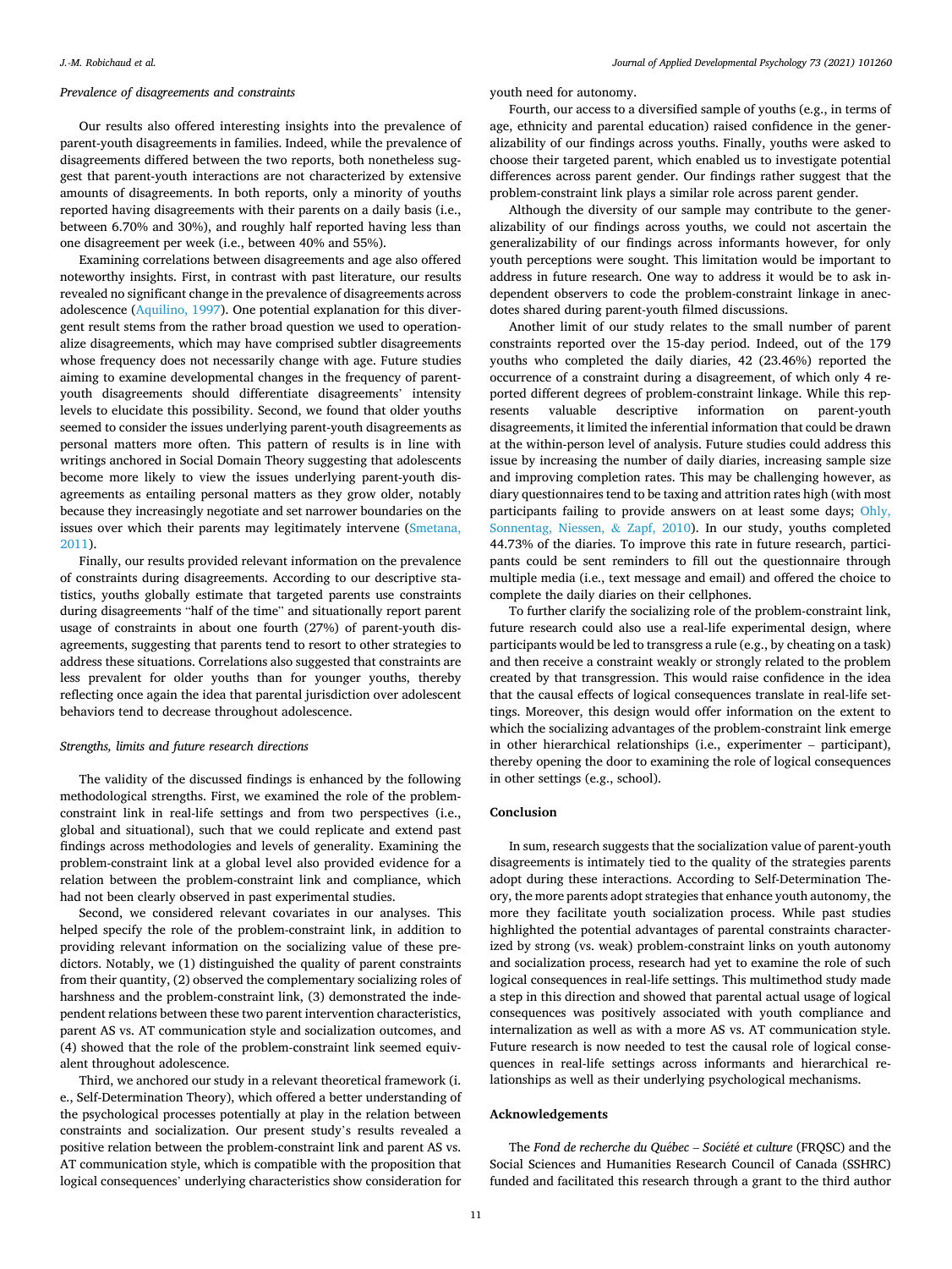*Prevalence of disagreements and constraints*

Our results also offered interesting insights into the prevalence of parent-youth disagreements in families. Indeed, while the prevalence of disagreements differed between the two reports, both nonetheless suggest that parent-youth interactions are not characterized by extensive amounts of disagreements. In both reports, only a minority of youths reported having disagreements with their parents on a daily basis (i.e., between 6.70% and 30%), and roughly half reported having less than one disagreement per week (i.e., between 40% and 55%).

Examining correlations between disagreements and age also offered noteworthy insights. First, in contrast with past literature, our results revealed no significant change in the prevalence of disagreements across adolescence (Aquilino, 1997). One potential explanation for this divergent result stems from the rather broad question we used to operationalize disagreements, which may have comprised subtler disagreements whose frequency does not necessarily change with age. Future studies aiming to examine developmental changes in the frequency of parent-youth disagreements should differentiate disagreements' intensity levels to elucidate this possibility. Second, we found that older youths seemed to consider the issues underlying parent-youth disagreements as personal matters more often. This pattern of results is in line with writings anchored in Social Domain Theory suggesting that adolescents become more likely to view the issues underlying parent-youth disagreements as entailing personal matters as they grow older, notably because they increasingly negotiate and set narrower boundaries on the issues over which their parents may legitimately intervene (Smetana, 2011).

Finally, our results provided relevant information on the prevalence of constraints during disagreements. According to our descriptive statistics, youths globally estimate that targeted parents use constraints during disagreements "half of the time" and situationally report parent usage of constraints in about one fourth (27%) of parent-youth disagreements, suggesting that parents tend to resort to other strategies to address these situations. Correlations also suggested that constraints are less prevalent for older youths than for younger youths, thereby reflecting once again the idea that parental jurisdiction over adolescent behaviors tend to decrease throughout adolescence.

*Strengths, limits and future research directions*

The validity of the discussed findings is enhanced by the following methodological strengths. First, we examined the role of the problem-constraint link in real-life settings and from two perspectives (i.e., global and situational), such that we could replicate and extend past findings across methodologies and levels of generality. Examining the problem-constraint link at a global level also provided evidence for a relation between the problem-constraint link and compliance, which had not been clearly observed in past experimental studies.

Second, we considered relevant covariates in our analyses. This helped specify the role of the problem-constraint link, in addition to providing relevant information on the socializing value of these predictors. Notably, we (1) distinguished the quality of parent constraints from their quantity, (2) observed the complementary socializing roles of harshness and the problem-constraint link, (3) demonstrated the independent relations between these two parent intervention characteristics, parent AS vs. AT communication style and socialization outcomes, and (4) showed that the role of the problem-constraint link seemed equivalent throughout adolescence.

Third, we anchored our study in a relevant theoretical framework (i.e., Self-Determination Theory), which offered a better understanding of the psychological processes potentially at play in the relation between constraints and socialization. Our present study's results revealed a positive relation between the problem-constraint link and parent AS vs. AT communication style, which is compatible with the proposition that logical consequences' underlying characteristics show consideration for youth need for autonomy.

Fourth, our access to a diversified sample of youths (e.g., in terms of age, ethnicity and parental education) raised confidence in the generalizability of our findings across youths. Finally, youths were asked to choose their targeted parent, which enabled us to investigate potential differences across parent gender. Our findings rather suggest that the problem-constraint link plays a similar role across parent gender.

Although the diversity of our sample may contribute to the generalizability of our findings across youths, we could not ascertain the generalizability of our findings across informants however, for only youth perceptions were sought. This limitation would be important to address in future research. One way to address it would be to ask independent observers to code the problem-constraint linkage in anecdotes shared during parent-youth filmed discussions.

Another limit of our study relates to the small number of parent constraints reported over the 15-day period. Indeed, out of the 179 youths who completed the daily diaries, 42 (23.46%) reported the occurrence of a constraint during a disagreement, of which only 4 reported different degrees of problem-constraint linkage. While this represents valuable descriptive information on parent-youth disagreements, it limited the inferential information that could be drawn at the within-person level of analysis. Future studies could address this issue by increasing the number of daily diaries, increasing sample size and improving completion rates. This may be challenging however, as diary questionnaires tend to be taxing and attrition rates high (with most participants failing to provide answers on at least some days; Ohly, Sonnentag, Niessen, & Zapf, 2010). In our study, youths completed 44.73% of the diaries. To improve this rate in future research, participants could be sent reminders to fill out the questionnaire through multiple media (i.e., text message and email) and offered the choice to complete the daily diaries on their cellphones.

To further clarify the socializing role of the problem-constraint link, future research could also use a real-life experimental design, where participants would be led to transgress a rule (e.g., by cheating on a task) and then receive a constraint weakly or strongly related to the problem created by that transgression. This would raise confidence in the idea that the causal effects of logical consequences translate in real-life settings. Moreover, this design would offer information on the extent to which the socializing advantages of the problem-constraint link emerge in other hierarchical relationships (i.e., experimenter – participant), thereby opening the door to examining the role of logical consequences in other settings (e.g., school).

## Conclusion

In sum, research suggests that the socialization value of parent-youth disagreements is intimately tied to the quality of the strategies parents adopt during these interactions. According to Self-Determination Theory, the more parents adopt strategies that enhance youth autonomy, the more they facilitate youth socialization process. While past studies highlighted the potential advantages of parental constraints characterized by strong (vs. weak) problem-constraint links on youth autonomy and socialization process, research had yet to examine the role of such logical consequences in real-life settings. This multimethod study made a step in this direction and showed that parental actual usage of logical consequences was positively associated with youth compliance and internalization as well as with a more AS vs. AT communication style. Future research is now needed to test the causal role of logical consequences in real-life settings across informants and hierarchical relationships as well as their underlying psychological mechanisms.

## Acknowledgements

The *Fond de recherche du Québec – Société et culture* (FRQSC) and the Social Sciences and Humanities Research Council of Canada (SSHRC) funded and facilitated this research through a grant to the third author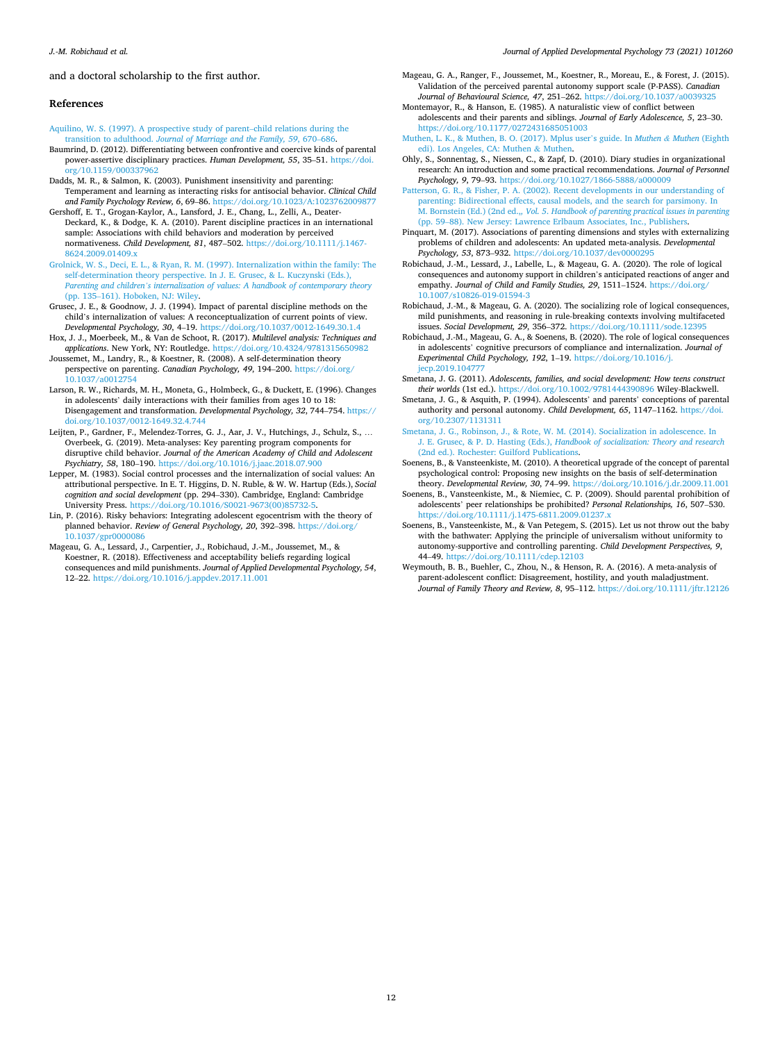and a doctoral scholarship to the first author.

## References

Aquilino, W. S. (1997). A prospective study of parent–child relations during the transition to adulthood. *Journal of Marriage and the Family, 59*, 670–686.

Baumrind, D. (2012). Differentiating between confrontive and coercive kinds of parental power-assertive disciplinary practices. *Human Development, 55*, 35–51. https://doi.org/10.1159/000337962

Dadds, M. R., & Salmon, K. (2003). Punishment insensitivity and parenting: Temperament and learning as interacting risks for antisocial behavior. *Clinical Child and Family Psychology Review, 6*, 69–86. https://doi.org/10.1023/A:1023762009877

Gershoff, E. T., Grogan-Kaylor, A., Lansford, J. E., Chang, L., Zelli, A., Deater-Deckard, K., & Dodge, K. A. (2010). Parent discipline practices in an international sample: Associations with child behaviors and moderation by perceived normativeness. *Child Development, 81*, 487–502. https://doi.org/10.1111/j.1467-8624.2009.01409.x

Grolnick, W. S., Deci, E. L., & Ryan, R. M. (1997). Internalization within the family: The self-determination theory perspective. In J. E. Grusec, & L. Kuczynski (Eds.), *Parenting and children's internalization of values: A handbook of contemporary theory* (pp. 135–161). Hoboken, NJ: Wiley.

Grusec, J. E., & Goodnow, J. J. (1994). Impact of parental discipline methods on the child's internalization of values: A reconceptualization of current points of view. *Developmental Psychology, 30*, 4–19. https://doi.org/10.1037/0012-1649.30.1.4

Hox, J. J., Moerbeek, M., & Van de Schoot, R. (2017). *Multilevel analysis: Techniques and applications*. New York, NY: Routledge. https://doi.org/10.4324/9781315650982

Joussemet, M., Landry, R., & Koestner, R. (2008). A self-determination theory perspective on parenting. *Canadian Psychology, 49*, 194–200. https://doi.org/10.1037/a0012754

Larson, R. W., Richards, M. H., Moneta, G., Holmbeck, G., & Duckett, E. (1996). Changes in adolescents' daily interactions with their families from ages 10 to 18: Disengagement and transformation. *Developmental Psychology, 32*, 744–754. https://doi.org/10.1037/0012-1649.32.4.744

Leijten, P., Gardner, F., Melendez-Torres, G. J., Aar, J. V., Hutchings, J., Schulz, S., … Overbeek, G. (2019). Meta-analyses: Key parenting program components for disruptive child behavior. *Journal of the American Academy of Child and Adolescent Psychiatry, 58*, 180–190. https://doi.org/10.1016/j.jaac.2018.07.900

Lepper, M. (1983). Social control processes and the internalization of social values: An attributional perspective. In E. T. Higgins, D. N. Ruble, & W. W. Hartup (Eds.), *Social cognition and social development* (pp. 294–330). Cambridge, England: Cambridge University Press. https://doi.org/10.1016/S0021-9673(00)85732-5.

Lin, P. (2016). Risky behaviors: Integrating adolescent egocentrism with the theory of planned behavior. *Review of General Psychology, 20*, 392–398. https://doi.org/10.1037/gpr0000086

Mageau, G. A., Lessard, J., Carpentier, J., Robichaud, J.-M., Joussemet, M., & Koestner, R. (2018). Effectiveness and acceptability beliefs regarding logical consequences and mild punishments. *Journal of Applied Developmental Psychology, 54*, 12–22. https://doi.org/10.1016/j.appdev.2017.11.001

Mageau, G. A., Ranger, F., Joussemet, M., Koestner, R., Moreau, E., & Forest, J. (2015). Validation of the perceived parental autonomy support scale (P-PASS). *Canadian Journal of Behavioural Science, 47*, 251–262. https://doi.org/10.1037/a0039325

Montemayor, R., & Hanson, E. (1985). A naturalistic view of conflict between adolescents and their parents and siblings. *Journal of Early Adolescence, 5*, 23–30. https://doi.org/10.1177/0272431685051003

Muthen, L. K., & Muthen, B. O. (2017). Mplus user's guide. In *Muthen & Muthen* (Eighth edi). Los Angeles, CA: Muthen & Muthen.

Ohly, S., Sonnentag, S., Niessen, C., & Zapf, D. (2010). Diary studies in organizational research: An introduction and some practical recommendations. *Journal of Personnel Psychology, 9*, 79–93. https://doi.org/10.1027/1866-5888/a000009

Patterson, G. R., & Fisher, P. A. (2002). Recent developments in our understanding of parenting: Bidirectional effects, causal models, and the search for parsimony. In M. Bornstein (Ed.) (2nd ed.,, *Vol. 5. Handbook of parenting practical issues in parenting* (pp. 59–88). New Jersey: Lawrence Erlbaum Associates, Inc., Publishers.

Pinquart, M. (2017). Associations of parenting dimensions and styles with externalizing problems of children and adolescents: An updated meta-analysis. *Developmental Psychology, 53*, 873–932. https://doi.org/10.1037/dev0000295

Robichaud, J.-M., Lessard, J., Labelle, L., & Mageau, G. A. (2020). The role of logical consequences and autonomy support in children's anticipated reactions of anger and empathy. *Journal of Child and Family Studies, 29*, 1511–1524. https://doi.org/10.1007/s10826-019-01594-3

Robichaud, J.-M., & Mageau, G. A. (2020). The socializing role of logical consequences, mild punishments, and reasoning in rule-breaking contexts involving multifaceted issues. *Social Development, 29*, 356–372. https://doi.org/10.1111/sode.12395

Robichaud, J.-M., Mageau, G. A., & Soenens, B. (2020). The role of logical consequences in adolescents' cognitive precursors of compliance and internalization. *Journal of Experimental Child Psychology, 192*, 1–19. https://doi.org/10.1016/j.jecp.2019.104777

Smetana, J. G. (2011). *Adolescents, families, and social development: How teens construct their worlds* (1st ed.). https://doi.org/10.1002/9781444390896 Wiley-Blackwell.

Smetana, J. G., & Asquith, P. (1994). Adolescents' and parents' conceptions of parental authority and personal autonomy. *Child Development, 65*, 1147–1162. https://doi.org/10.2307/1131311

Smetana, J. G., Robinson, J., & Rote, W. M. (2014). Socialization in adolescence. In J. E. Grusec, & P. D. Hasting (Eds.), *Handbook of socialization: Theory and research* (2nd ed.). Rochester: Guilford Publications.

Soenens, B., & Vansteenkiste, M. (2010). A theoretical upgrade of the concept of parental psychological control: Proposing new insights on the basis of self-determination theory. *Developmental Review, 30*, 74–99. https://doi.org/10.1016/j.dr.2009.11.001

Soenens, B., Vansteenkiste, M., & Niemiec, C. P. (2009). Should parental prohibition of adolescents' peer relationships be prohibited? *Personal Relationships, 16*, 507–530. https://doi.org/10.1111/j.1475-6811.2009.01237.x

Soenens, B., Vansteenkiste, M., & Van Petegem, S. (2015). Let us not throw out the baby with the bathwater: Applying the principle of universalism without uniformity to autonomy-supportive and controlling parenting. *Child Development Perspectives, 9*, 44–49. https://doi.org/10.1111/cdep.12103

Weymouth, B. B., Buehler, C., Zhou, N., & Henson, R. A. (2016). A meta-analysis of parent-adolescent conflict: Disagreement, hostility, and youth maladjustment. *Journal of Family Theory and Review, 8*, 95–112. https://doi.org/10.1111/jftr.12126